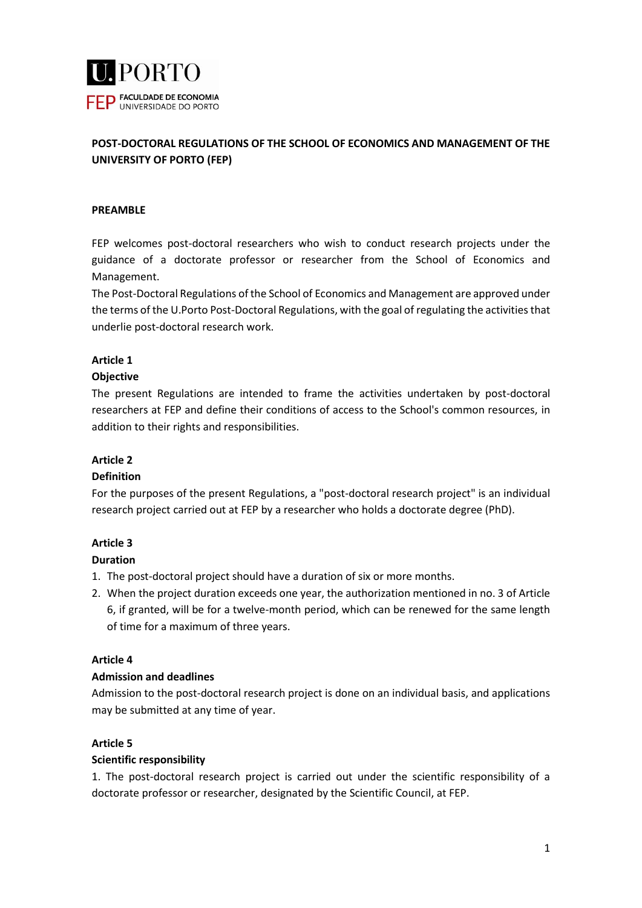**POST-DOCTORAL REGULATIONS OF THE SCHOOL OF ECONOMICS AND MANAGEMENT OF THE UNIVERSITY OF PORTO (FEP)**

**PREAMBLE**

FEP welcomes post-doctoral researchers who wish to conduct research projects under the guidance of a doctorate professor or researcher from the School of Economics and Management.

The Post-Doctoral Regulations of the School of Economics and Management are approved under the terms of the U.Porto Post-Doctoral Regulations, with the goal of regulating the activities that underlie post-doctoral research work.

**Article 1**

**Objective**

The present Regulations are intended to frame the activities undertaken by post-doctoral researchers at FEP and define their conditions of access to the School's common resources, in addition to their rights and responsibilities.

**Article 2**

**Definition**

For the purposes of the present Regulations, a "post-doctoral research project" is an individual research project carried out at FEP by a researcher who holds a doctorate degree (PhD).

**Article 3**

**Duration**

1. The post-doctoral project should have a duration of six or more months.
2. When the project duration exceeds one year, the authorization mentioned in no. 3 of Article 6, if granted, will be for a twelve-month period, which can be renewed for the same length of time for a maximum of three years.

**Article 4**

**Admission and deadlines**

Admission to the post-doctoral research project is done on an individual basis, and applications may be submitted at any time of year.

**Article 5**

**Scientific responsibility**

1. The post-doctoral research project is carried out under the scientific responsibility of a doctorate professor or researcher, designated by the Scientific Council, at FEP.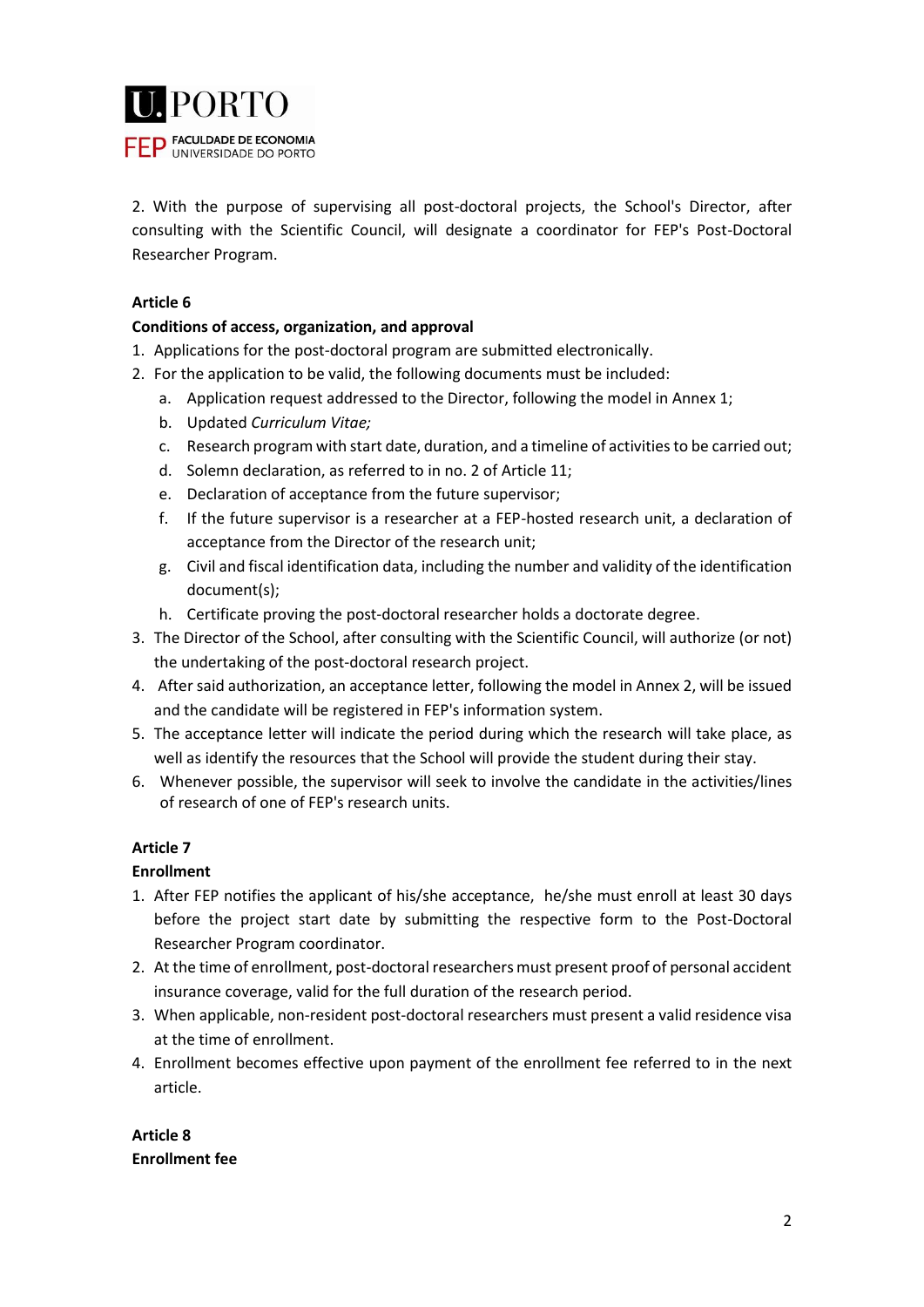2. With the purpose of supervising all post-doctoral projects, the School's Director, after consulting with the Scientific Council, will designate a coordinator for FEP's Post-Doctoral Researcher Program.

**Article 6**

**Conditions of access, organization, and approval**

1. Applications for the post-doctoral program are submitted electronically.
2. For the application to be valid, the following documents must be included:
    a. Application request addressed to the Director, following the model in Annex 1;
    b. Updated *Curriculum Vitae;*
    c. Research program with start date, duration, and a timeline of activities to be carried out;
    d. Solemn declaration, as referred to in no. 2 of Article 11;
    e. Declaration of acceptance from the future supervisor;
    f. If the future supervisor is a researcher at a FEP-hosted research unit, a declaration of acceptance from the Director of the research unit;
    g. Civil and fiscal identification data, including the number and validity of the identification document(s);
    h. Certificate proving the post-doctoral researcher holds a doctorate degree.
3. The Director of the School, after consulting with the Scientific Council, will authorize (or not) the undertaking of the post-doctoral research project.
4. After said authorization, an acceptance letter, following the model in Annex 2, will be issued and the candidate will be registered in FEP's information system.
5. The acceptance letter will indicate the period during which the research will take place, as well as identify the resources that the School will provide the student during their stay.
6. Whenever possible, the supervisor will seek to involve the candidate in the activities/lines of research of one of FEP's research units.

**Article 7**

**Enrollment**

1. After FEP notifies the applicant of his/she acceptance, he/she must enroll at least 30 days before the project start date by submitting the respective form to the Post-Doctoral Researcher Program coordinator.
2. At the time of enrollment, post-doctoral researchers must present proof of personal accident insurance coverage, valid for the full duration of the research period.
3. When applicable, non-resident post-doctoral researchers must present a valid residence visa at the time of enrollment.
4. Enrollment becomes effective upon payment of the enrollment fee referred to in the next article.

**Article 8**

**Enrollment fee**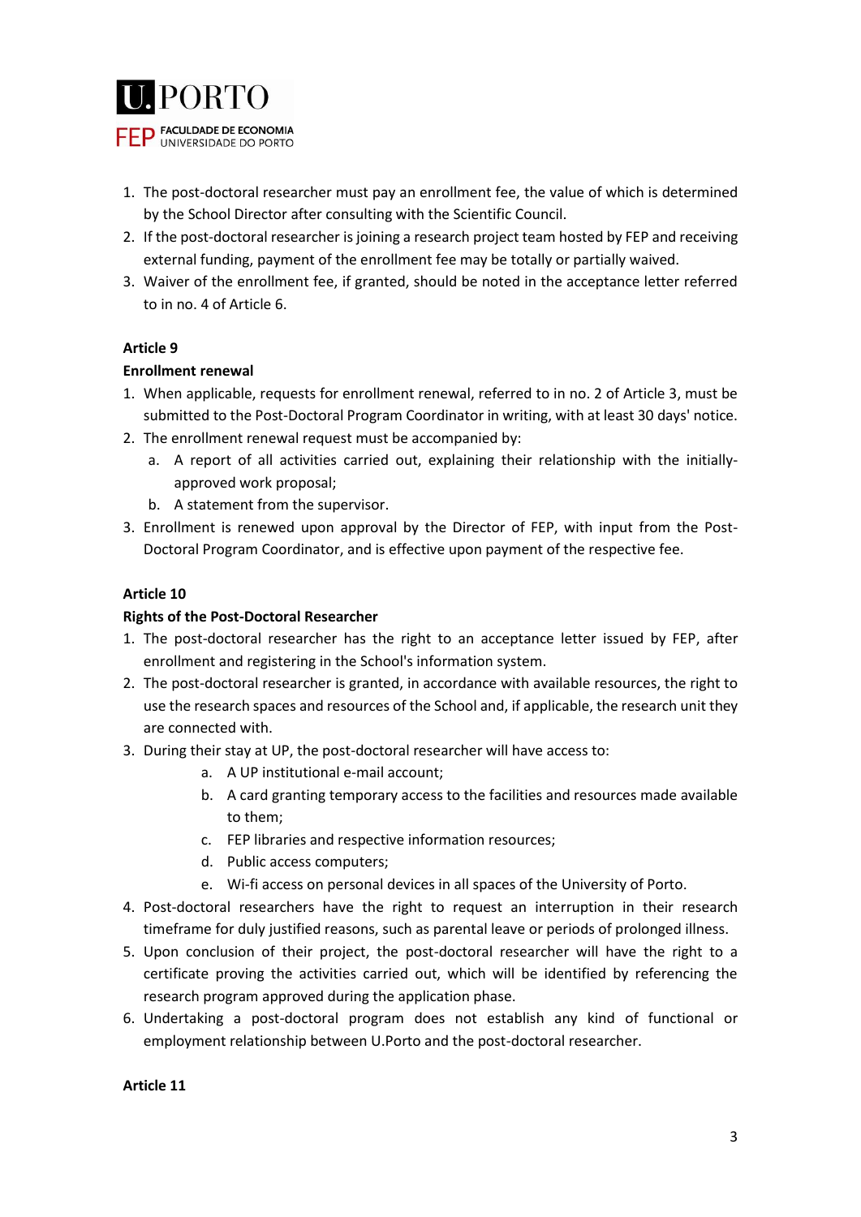1. The post-doctoral researcher must pay an enrollment fee, the value of which is determined by the School Director after consulting with the Scientific Council.
2. If the post-doctoral researcher is joining a research project team hosted by FEP and receiving external funding, payment of the enrollment fee may be totally or partially waived.
3. Waiver of the enrollment fee, if granted, should be noted in the acceptance letter referred to in no. 4 of Article 6.

**Article 9**

**Enrollment renewal**

1. When applicable, requests for enrollment renewal, referred to in no. 2 of Article 3, must be submitted to the Post-Doctoral Program Coordinator in writing, with at least 30 days' notice.
2. The enrollment renewal request must be accompanied by:
   a. A report of all activities carried out, explaining their relationship with the initially-approved work proposal;
   b. A statement from the supervisor.
3. Enrollment is renewed upon approval by the Director of FEP, with input from the Post-Doctoral Program Coordinator, and is effective upon payment of the respective fee.

**Article 10**

**Rights of the Post-Doctoral Researcher**

1. The post-doctoral researcher has the right to an acceptance letter issued by FEP, after enrollment and registering in the School's information system.
2. The post-doctoral researcher is granted, in accordance with available resources, the right to use the research spaces and resources of the School and, if applicable, the research unit they are connected with.
3. During their stay at UP, the post-doctoral researcher will have access to:
   a. A UP institutional e-mail account;
   b. A card granting temporary access to the facilities and resources made available to them;
   c. FEP libraries and respective information resources;
   d. Public access computers;
   e. Wi-fi access on personal devices in all spaces of the University of Porto.
4. Post-doctoral researchers have the right to request an interruption in their research timeframe for duly justified reasons, such as parental leave or periods of prolonged illness.
5. Upon conclusion of their project, the post-doctoral researcher will have the right to a certificate proving the activities carried out, which will be identified by referencing the research program approved during the application phase.
6. Undertaking a post-doctoral program does not establish any kind of functional or employment relationship between U.Porto and the post-doctoral researcher.

**Article 11**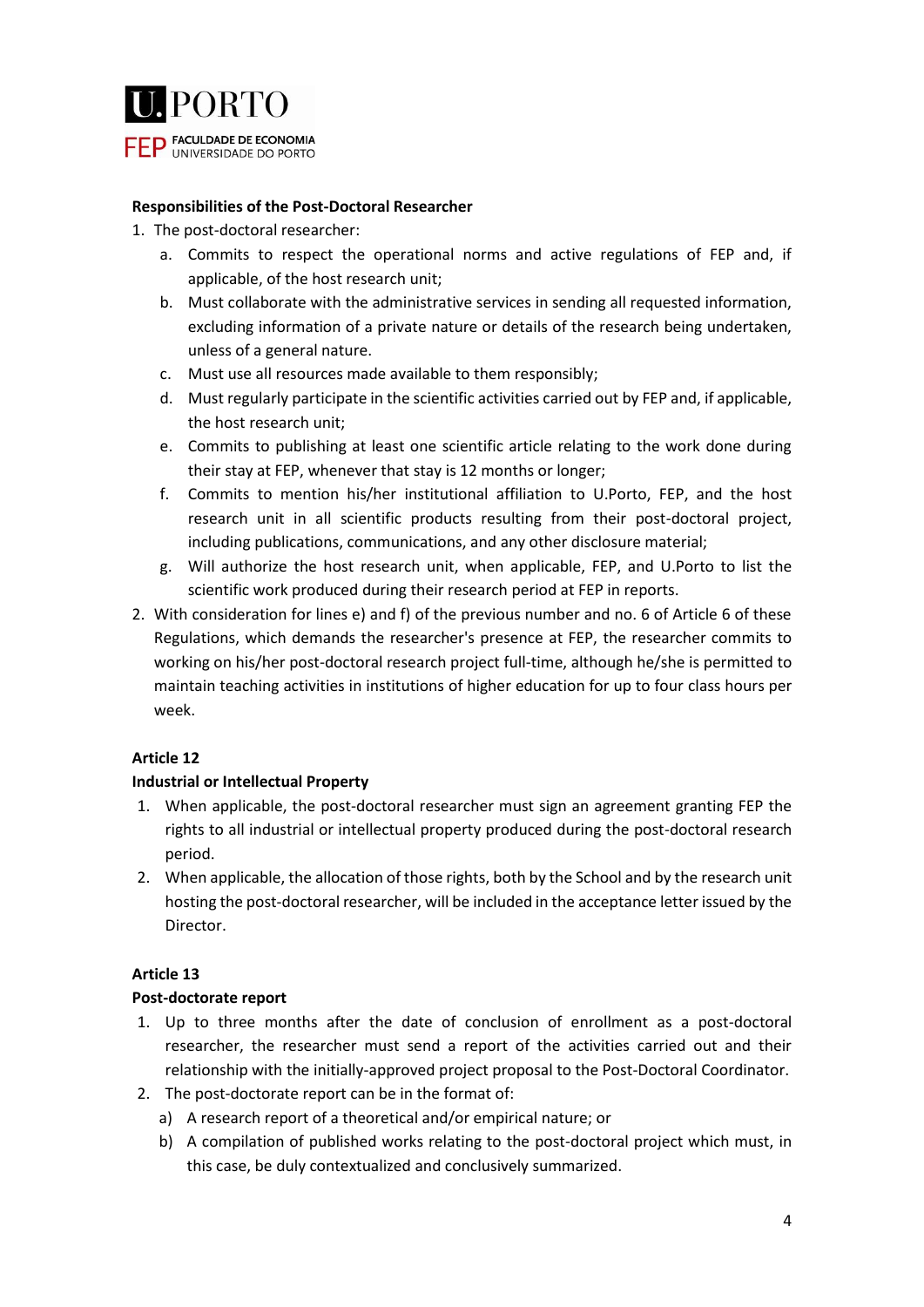**Responsibilities of the Post-Doctoral Researcher**

1. The post-doctoral researcher:
   a. Commits to respect the operational norms and active regulations of FEP and, if applicable, of the host research unit;
   b. Must collaborate with the administrative services in sending all requested information, excluding information of a private nature or details of the research being undertaken, unless of a general nature.
   c. Must use all resources made available to them responsibly;
   d. Must regularly participate in the scientific activities carried out by FEP and, if applicable, the host research unit;
   e. Commits to publishing at least one scientific article relating to the work done during their stay at FEP, whenever that stay is 12 months or longer;
   f. Commits to mention his/her institutional affiliation to U.Porto, FEP, and the host research unit in all scientific products resulting from their post-doctoral project, including publications, communications, and any other disclosure material;
   g. Will authorize the host research unit, when applicable, FEP, and U.Porto to list the scientific work produced during their research period at FEP in reports.
2. With consideration for lines e) and f) of the previous number and no. 6 of Article 6 of these Regulations, which demands the researcher's presence at FEP, the researcher commits to working on his/her post-doctoral research project full-time, although he/she is permitted to maintain teaching activities in institutions of higher education for up to four class hours per week.

**Article 12**

**Industrial or Intellectual Property**

1. When applicable, the post-doctoral researcher must sign an agreement granting FEP the rights to all industrial or intellectual property produced during the post-doctoral research period.
2. When applicable, the allocation of those rights, both by the School and by the research unit hosting the post-doctoral researcher, will be included in the acceptance letter issued by the Director.

**Article 13**

**Post-doctorate report**

1. Up to three months after the date of conclusion of enrollment as a post-doctoral researcher, the researcher must send a report of the activities carried out and their relationship with the initially-approved project proposal to the Post-Doctoral Coordinator.
2. The post-doctorate report can be in the format of:
   a) A research report of a theoretical and/or empirical nature; or
   b) A compilation of published works relating to the post-doctoral project which must, in this case, be duly contextualized and conclusively summarized.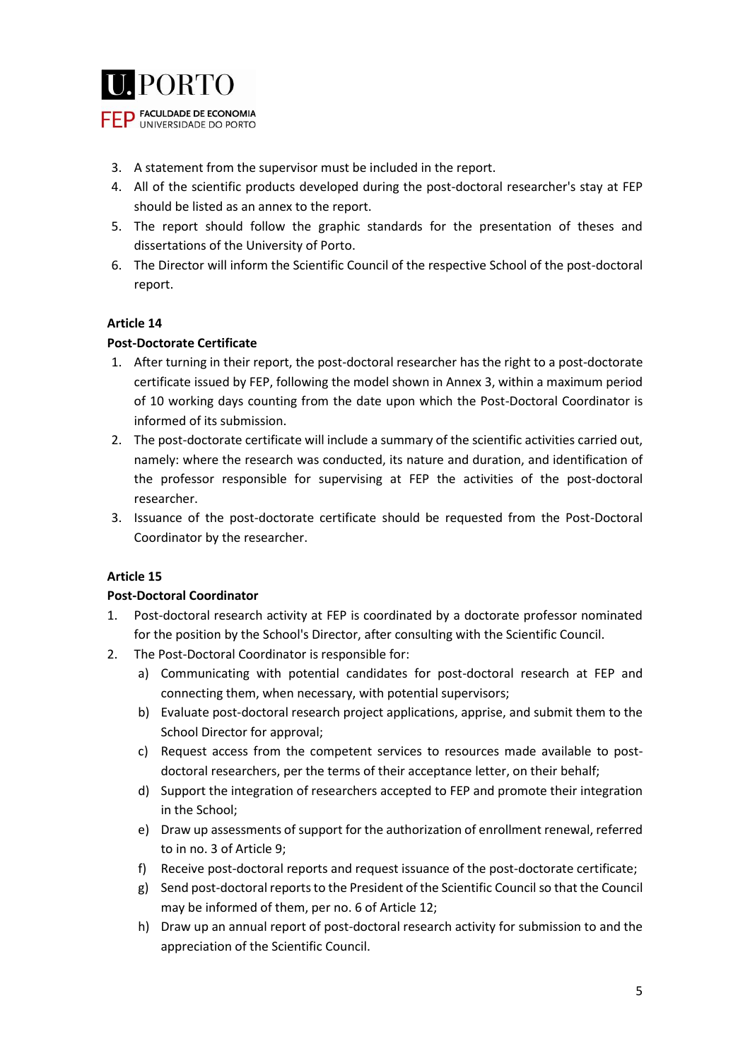3. A statement from the supervisor must be included in the report.
4. All of the scientific products developed during the post-doctoral researcher's stay at FEP should be listed as an annex to the report.
5. The report should follow the graphic standards for the presentation of theses and dissertations of the University of Porto.
6. The Director will inform the Scientific Council of the respective School of the post-doctoral report.

**Article 14**

**Post-Doctorate Certificate**

1. After turning in their report, the post-doctoral researcher has the right to a post-doctorate certificate issued by FEP, following the model shown in Annex 3, within a maximum period of 10 working days counting from the date upon which the Post-Doctoral Coordinator is informed of its submission.
2. The post-doctorate certificate will include a summary of the scientific activities carried out, namely: where the research was conducted, its nature and duration, and identification of the professor responsible for supervising at FEP the activities of the post-doctoral researcher.
3. Issuance of the post-doctorate certificate should be requested from the Post-Doctoral Coordinator by the researcher.

**Article 15**

**Post-Doctoral Coordinator**

1. Post-doctoral research activity at FEP is coordinated by a doctorate professor nominated for the position by the School's Director, after consulting with the Scientific Council.
2. The Post-Doctoral Coordinator is responsible for:
   a) Communicating with potential candidates for post-doctoral research at FEP and connecting them, when necessary, with potential supervisors;
   b) Evaluate post-doctoral research project applications, apprise, and submit them to the School Director for approval;
   c) Request access from the competent services to resources made available to post-doctoral researchers, per the terms of their acceptance letter, on their behalf;
   d) Support the integration of researchers accepted to FEP and promote their integration in the School;
   e) Draw up assessments of support for the authorization of enrollment renewal, referred to in no. 3 of Article 9;
   f) Receive post-doctoral reports and request issuance of the post-doctorate certificate;
   g) Send post-doctoral reports to the President of the Scientific Council so that the Council may be informed of them, per no. 6 of Article 12;
   h) Draw up an annual report of post-doctoral research activity for submission to and the appreciation of the Scientific Council.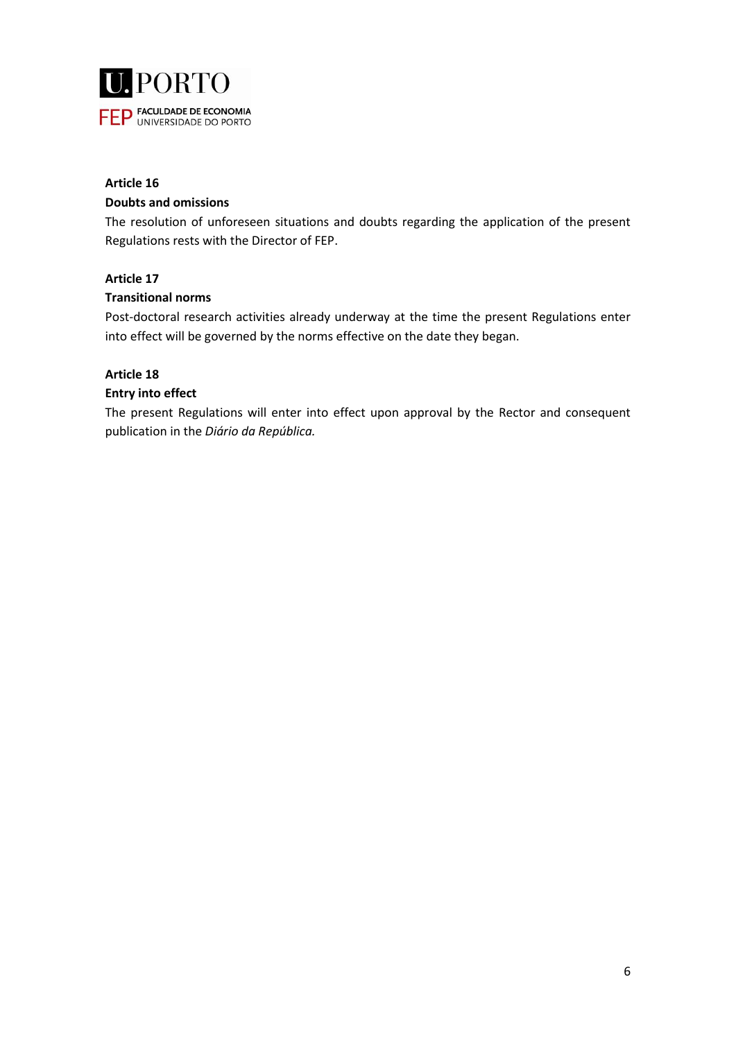**Article 16**

**Doubts and omissions**

The resolution of unforeseen situations and doubts regarding the application of the present Regulations rests with the Director of FEP.

**Article 17**

**Transitional norms**

Post-doctoral research activities already underway at the time the present Regulations enter into effect will be governed by the norms effective on the date they began.

**Article 18**

**Entry into effect**

The present Regulations will enter into effect upon approval by the Rector and consequent publication in the *Diário da República.*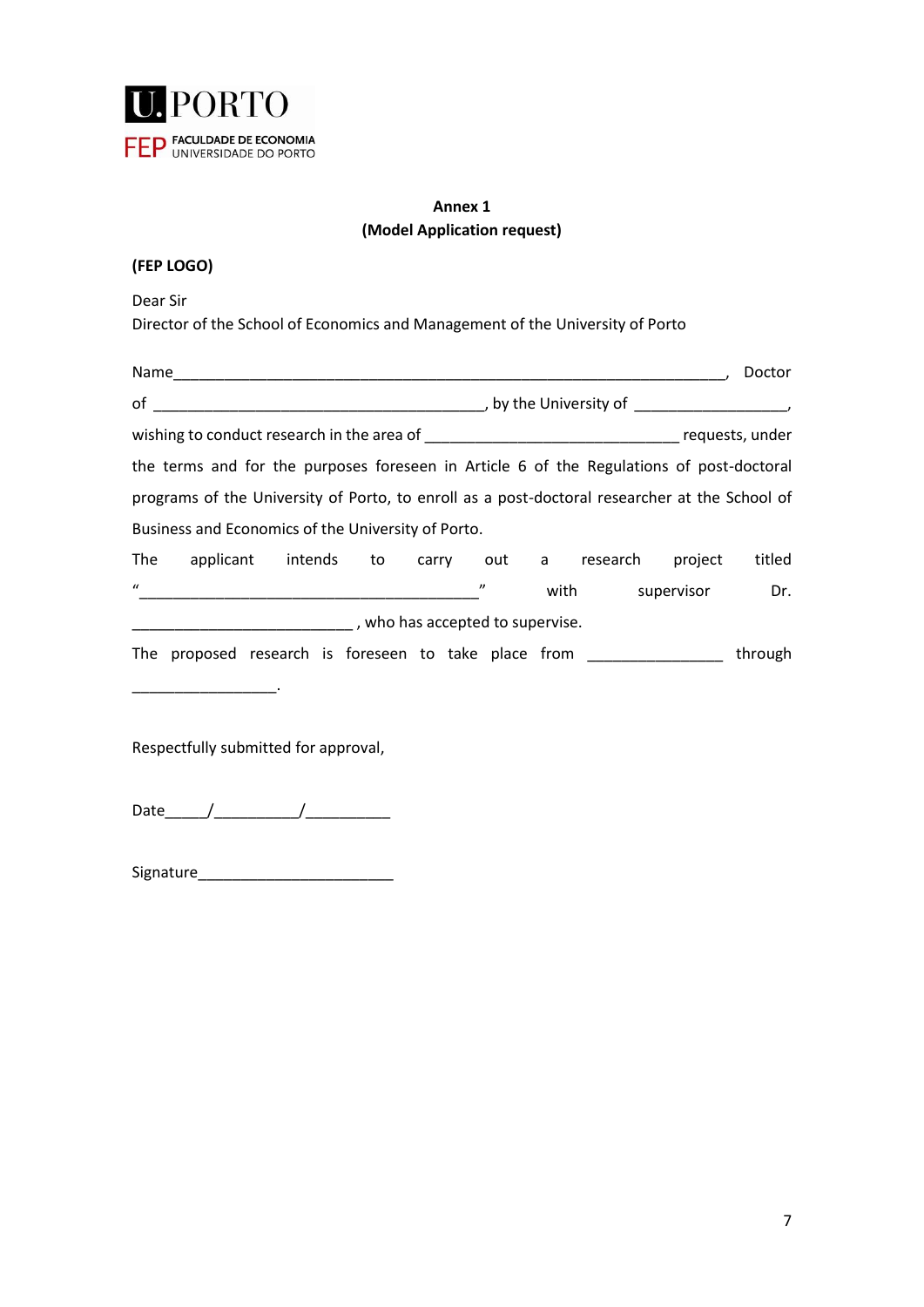**Annex 1**
**(Model Application request)**

**(FEP LOGO)**

Dear Sir
Director of the School of Economics and Management of the University of Porto

Name_________________________________________________________________, Doctor of _______________________________________, by the University of __________________, wishing to conduct research in the area of ______________________________ requests, under the terms and for the purposes foreseen in Article 6 of the Regulations of post-doctoral programs of the University of Porto, to enroll as a post-doctoral researcher at the School of Business and Economics of the University of Porto.

The applicant intends to carry out a research project titled "________________________________________" with supervisor Dr. __________________________, who has accepted to supervise.

The proposed research is foreseen to take place from ________________ through _________________.

Respectfully submitted for approval,

Date_____/__________/__________

Signature_______________________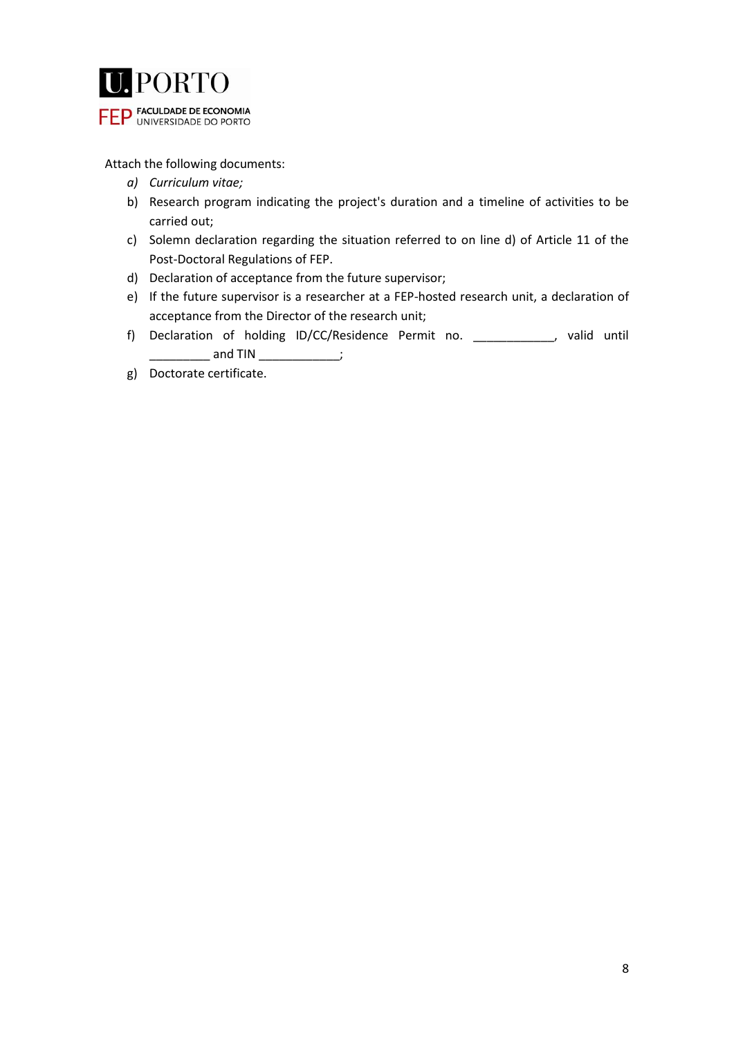Attach the following documents:

a) *Curriculum vitae;*
b) Research program indicating the project's duration and a timeline of activities to be carried out;
c) Solemn declaration regarding the situation referred to on line d) of Article 11 of the Post-Doctoral Regulations of FEP.
d) Declaration of acceptance from the future supervisor;
e) If the future supervisor is a researcher at a FEP-hosted research unit, a declaration of acceptance from the Director of the research unit;
f) Declaration of holding ID/CC/Residence Permit no. ____________, valid until _________ and TIN ____________;
g) Doctorate certificate.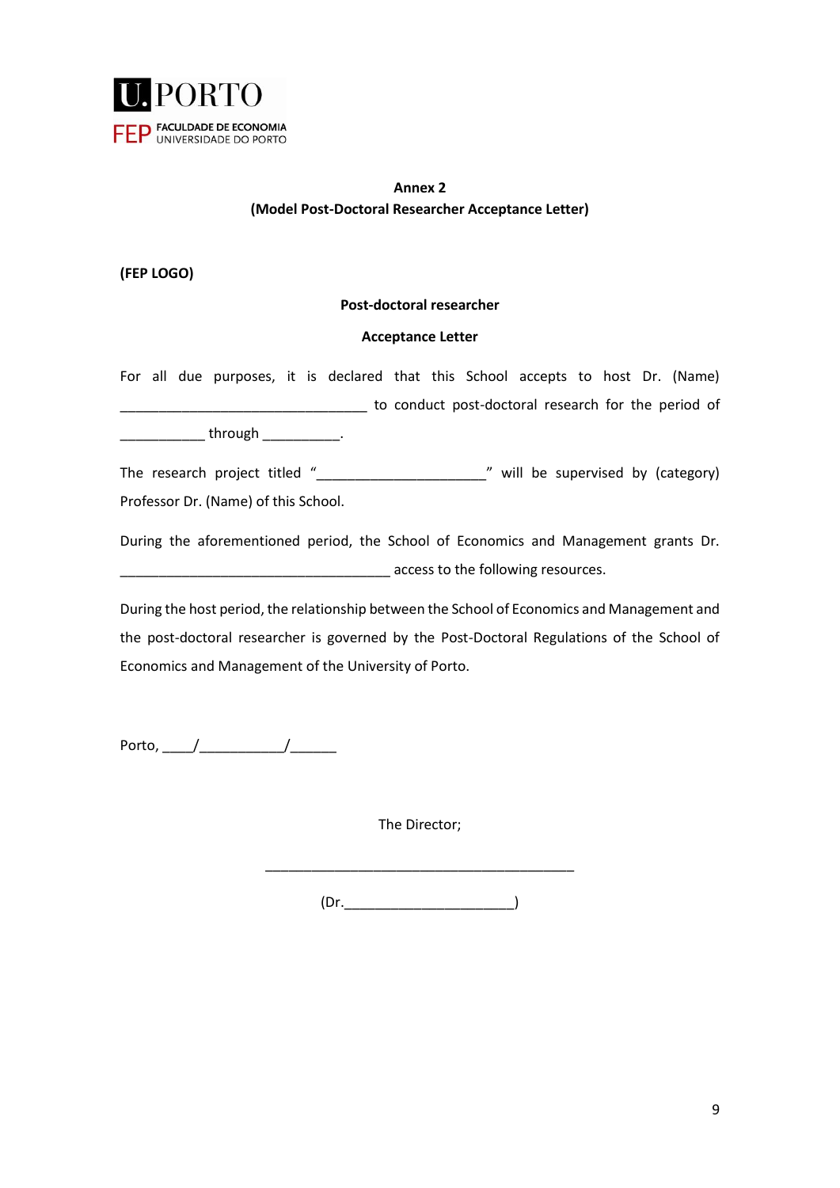**Annex 2**

**(Model Post-Doctoral Researcher Acceptance Letter)**

**(FEP LOGO)**

**Post-doctoral researcher**

**Acceptance Letter**

For all due purposes, it is declared that this School accepts to host Dr. (Name) _________________________________ to conduct post-doctoral research for the period of ___________ through __________.

The research project titled "______________________" will be supervised by (category) Professor Dr. (Name) of this School.

During the aforementioned period, the School of Economics and Management grants Dr. ____________________________________ access to the following resources.

During the host period, the relationship between the School of Economics and Management and the post-doctoral researcher is governed by the Post-Doctoral Regulations of the School of Economics and Management of the University of Porto.

Porto, ____/___________/______

The Director;

_________________________________________

(Dr.______________________)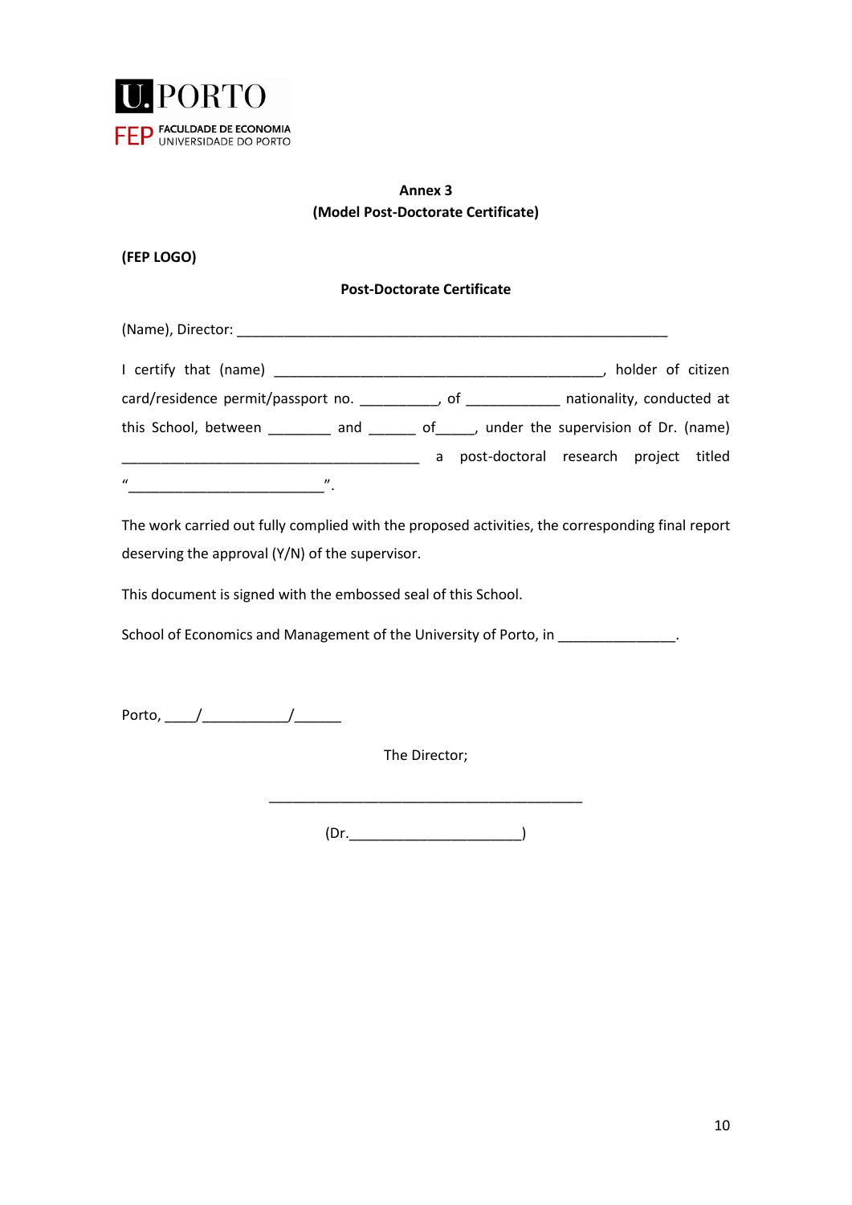U.PORTO
FEP FACULDADE DE ECONOMIA UNIVERSIDADE DO PORTO

**Annex 3**
**(Model Post-Doctorate Certificate)**

**(FEP LOGO)**

**Post-Doctorate Certificate**

(Name), Director: ________________________________________________________

I certify that (name) ___________________________________________, holder of citizen card/residence permit/passport no. __________, of ____________ nationality, conducted at this School, between ________ and ______ of_____, under the supervision of Dr. (name) _______________________________________ a post-doctoral research project titled "_________________________".

The work carried out fully complied with the proposed activities, the corresponding final report deserving the approval (Y/N) of the supervisor.

This document is signed with the embossed seal of this School.

School of Economics and Management of the University of Porto, in _______________.

Porto, ____/___________/______

The Director;

_________________________________________

(Dr.______________________)